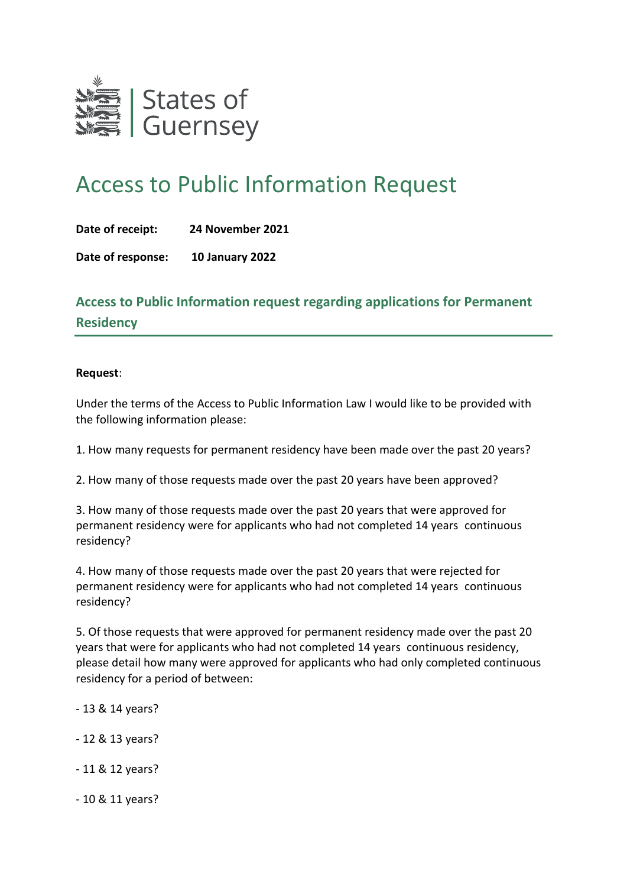States of Guernsey

# Access to Public Information Request

**Date of receipt:** **24 November 2021**

**Date of response:** **10 January 2022**

## Access to Public Information request regarding applications for Permanent Residency

**Request**:

Under the terms of the Access to Public Information Law I would like to be provided with the following information please:

1. How many requests for permanent residency have been made over the past 20 years?

2. How many of those requests made over the past 20 years have been approved?

3. How many of those requests made over the past 20 years that were approved for permanent residency were for applicants who had not completed 14 years continuous residency?

4. How many of those requests made over the past 20 years that were rejected for permanent residency were for applicants who had not completed 14 years continuous residency?

5. Of those requests that were approved for permanent residency made over the past 20 years that were for applicants who had not completed 14 years continuous residency, please detail how many were approved for applicants who had only completed continuous residency for a period of between:

- 13 & 14 years?

- 12 & 13 years?

- 11 & 12 years?

- 10 & 11 years?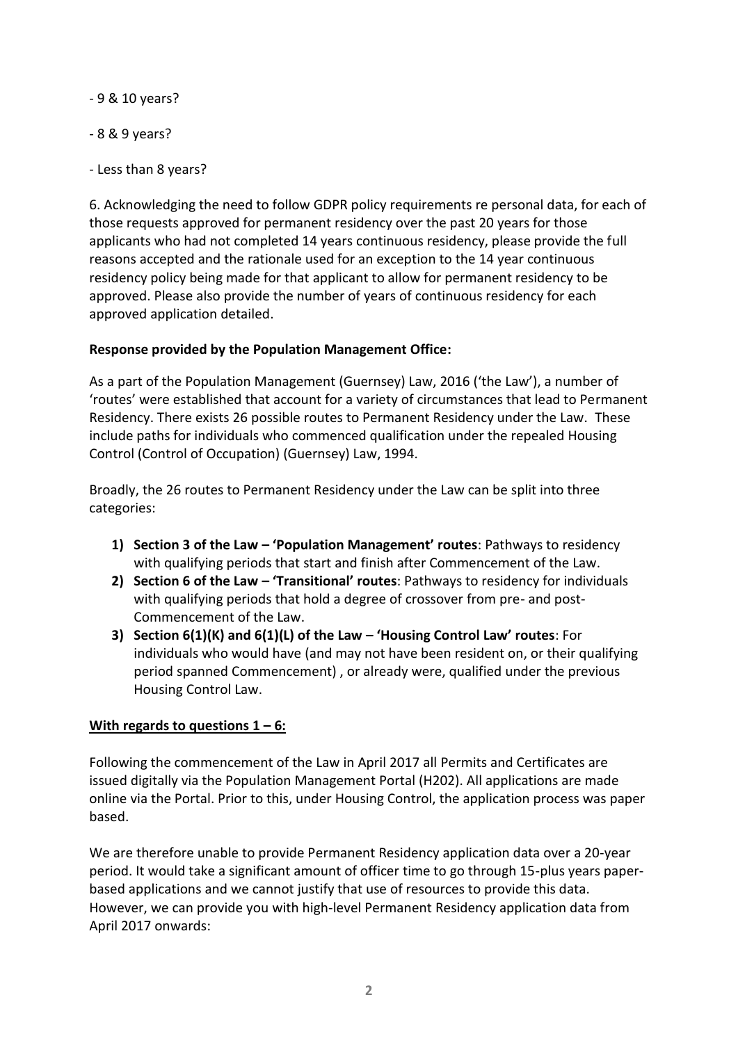- 9 & 10 years?

- 8 & 9 years?

- Less than 8 years?

6. Acknowledging the need to follow GDPR policy requirements re personal data, for each of those requests approved for permanent residency over the past 20 years for those applicants who had not completed 14 years continuous residency, please provide the full reasons accepted and the rationale used for an exception to the 14 year continuous residency policy being made for that applicant to allow for permanent residency to be approved. Please also provide the number of years of continuous residency for each approved application detailed.

**Response provided by the Population Management Office:**

As a part of the Population Management (Guernsey) Law, 2016 ('the Law'), a number of 'routes' were established that account for a variety of circumstances that lead to Permanent Residency. There exists 26 possible routes to Permanent Residency under the Law. These include paths for individuals who commenced qualification under the repealed Housing Control (Control of Occupation) (Guernsey) Law, 1994.

Broadly, the 26 routes to Permanent Residency under the Law can be split into three categories:

1) **Section 3 of the Law – 'Population Management' routes**: Pathways to residency with qualifying periods that start and finish after Commencement of the Law.
2) **Section 6 of the Law – 'Transitional' routes**: Pathways to residency for individuals with qualifying periods that hold a degree of crossover from pre- and post-Commencement of the Law.
3) **Section 6(1)(K) and 6(1)(L) of the Law – 'Housing Control Law' routes**: For individuals who would have (and may not have been resident on, or their qualifying period spanned Commencement) , or already were, qualified under the previous Housing Control Law.

**With regards to questions 1 – 6:**

Following the commencement of the Law in April 2017 all Permits and Certificates are issued digitally via the Population Management Portal (H202). All applications are made online via the Portal. Prior to this, under Housing Control, the application process was paper based.

We are therefore unable to provide Permanent Residency application data over a 20-year period. It would take a significant amount of officer time to go through 15-plus years paper-based applications and we cannot justify that use of resources to provide this data. However, we can provide you with high-level Permanent Residency application data from April 2017 onwards: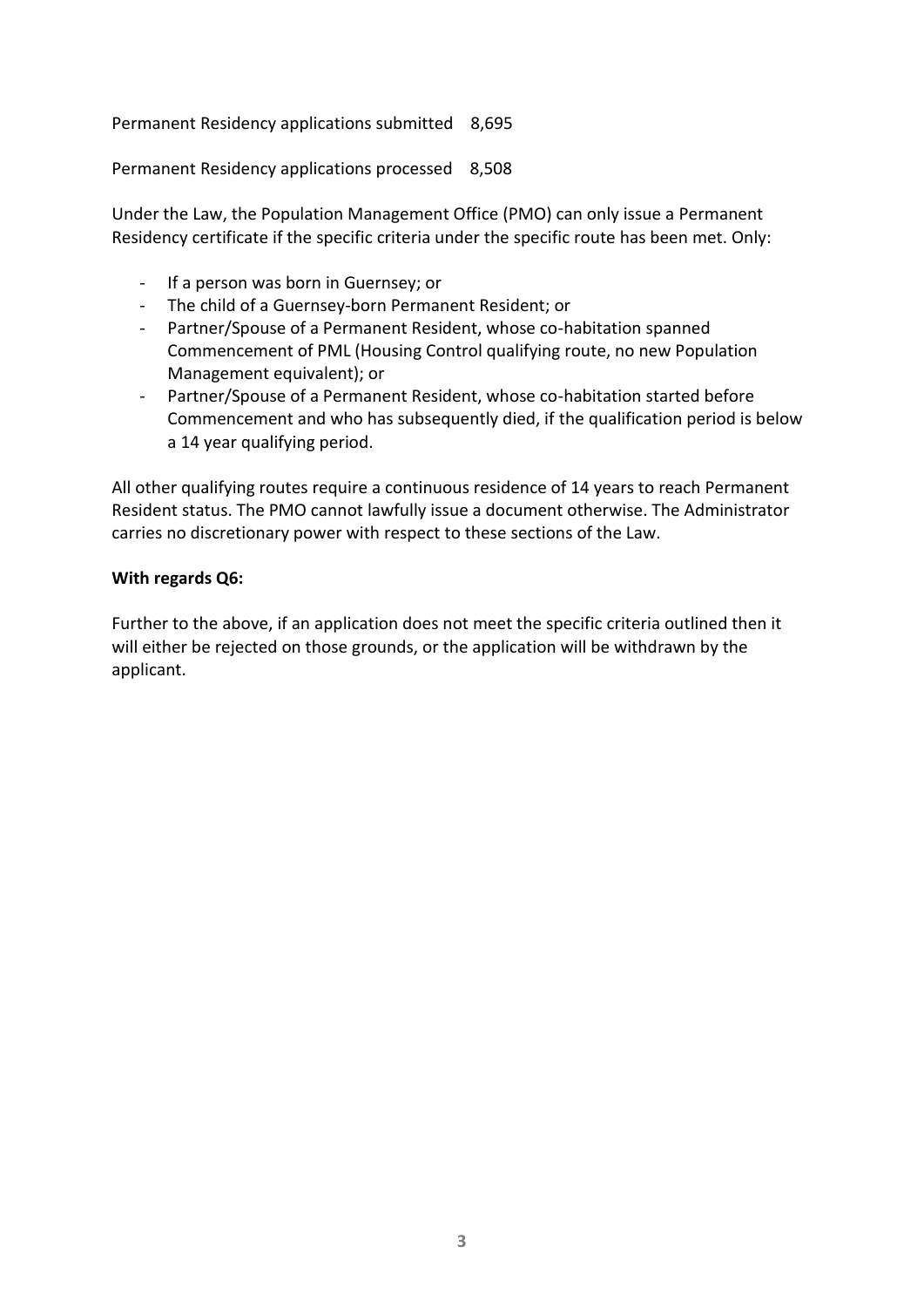Permanent Residency applications submitted 8,695

Permanent Residency applications processed 8,508

Under the Law, the Population Management Office (PMO) can only issue a Permanent Residency certificate if the specific criteria under the specific route has been met. Only:

- If a person was born in Guernsey; or
- The child of a Guernsey-born Permanent Resident; or
- Partner/Spouse of a Permanent Resident, whose co-habitation spanned Commencement of PML (Housing Control qualifying route, no new Population Management equivalent); or
- Partner/Spouse of a Permanent Resident, whose co-habitation started before Commencement and who has subsequently died, if the qualification period is below a 14 year qualifying period.

All other qualifying routes require a continuous residence of 14 years to reach Permanent Resident status. The PMO cannot lawfully issue a document otherwise. The Administrator carries no discretionary power with respect to these sections of the Law.

**With regards Q6:**

Further to the above, if an application does not meet the specific criteria outlined then it will either be rejected on those grounds, or the application will be withdrawn by the applicant.